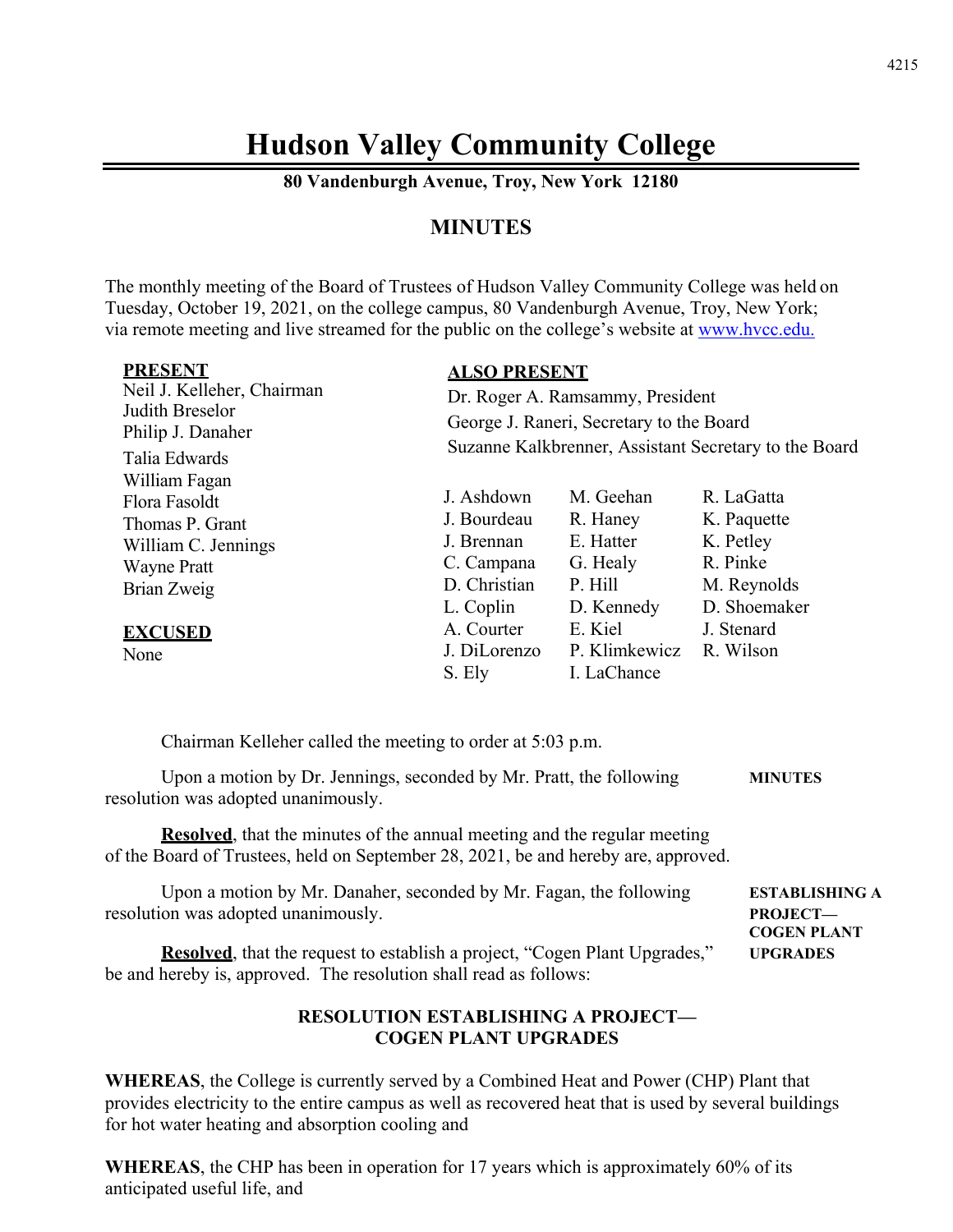# Hudson Valley Community College

**80 Vandenburgh Avenue, Troy, New York 12180**

## MINUTES

The monthly meeting of the Board of Trustees of Hudson Valley Community College was held on Tuesday, October 19, 2021, on the college campus, 80 Vandenburgh Avenue, Troy, New York; via remote meeting and live streamed for the public on the college's website at www.hvcc.edu.

**PRESENT**

Neil J. Kelleher, Chairman
Judith Breselor
Philip J. Danaher
Talia Edwards
William Fagan
Flora Fasoldt
Thomas P. Grant
William C. Jennings
Wayne Pratt
Brian Zweig

**EXCUSED**

None

**ALSO PRESENT**

Dr. Roger A. Ramsammy, President
George J. Raneri, Secretary to the Board
Suzanne Kalkbrenner, Assistant Secretary to the Board

| | | |
|---|---|---|
| J. Ashdown | M. Geehan | R. LaGatta |
| J. Bourdeau | R. Haney | K. Paquette |
| J. Brennan | E. Hatter | K. Petley |
| C. Campana | G. Healy | R. Pinke |
| D. Christian | P. Hill | M. Reynolds |
| L. Coplin | D. Kennedy | D. Shoemaker |
| A. Courter | E. Kiel | J. Stenard |
| J. DiLorenzo | P. Klimkewicz | R. Wilson |
| S. Ely | I. LaChance | |

Chairman Kelleher called the meeting to order at 5:03 p.m.

**MINUTES**

Upon a motion by Dr. Jennings, seconded by Mr. Pratt, the following resolution was adopted unanimously.

**Resolved**, that the minutes of the annual meeting and the regular meeting of the Board of Trustees, held on September 28, 2021, be and hereby are, approved.

**ESTABLISHING A PROJECT—COGEN PLANT UPGRADES**

Upon a motion by Mr. Danaher, seconded by Mr. Fagan, the following resolution was adopted unanimously.

**Resolved**, that the request to establish a project, "Cogen Plant Upgrades," be and hereby is, approved. The resolution shall read as follows:

**RESOLUTION ESTABLISHING A PROJECT—**
**COGEN PLANT UPGRADES**

**WHEREAS**, the College is currently served by a Combined Heat and Power (CHP) Plant that provides electricity to the entire campus as well as recovered heat that is used by several buildings for hot water heating and absorption cooling and

**WHEREAS**, the CHP has been in operation for 17 years which is approximately 60% of its anticipated useful life, and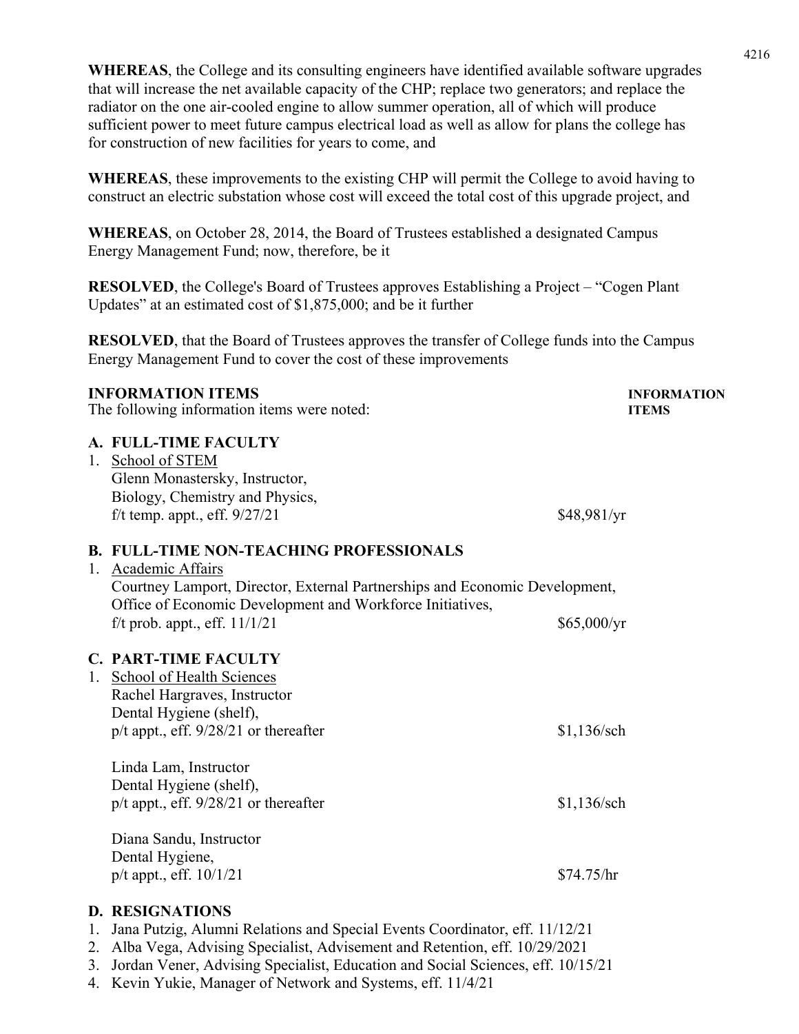**WHEREAS**, the College and its consulting engineers have identified available software upgrades that will increase the net available capacity of the CHP; replace two generators; and replace the radiator on the one air-cooled engine to allow summer operation, all of which will produce sufficient power to meet future campus electrical load as well as allow for plans the college has for construction of new facilities for years to come, and

**WHEREAS**, these improvements to the existing CHP will permit the College to avoid having to construct an electric substation whose cost will exceed the total cost of this upgrade project, and

**WHEREAS**, on October 28, 2014, the Board of Trustees established a designated Campus Energy Management Fund; now, therefore, be it

**RESOLVED**, the College's Board of Trustees approves Establishing a Project – "Cogen Plant Updates" at an estimated cost of $1,875,000; and be it further

**RESOLVED**, that the Board of Trustees approves the transfer of College funds into the Campus Energy Management Fund to cover the cost of these improvements

**INFORMATION ITEMS** — **INFORMATION ITEMS**

The following information items were noted:

**A. FULL-TIME FACULTY**

1. School of STEM
   Glenn Monastersky, Instructor,
   Biology, Chemistry and Physics,
   f/t temp. appt., eff. 9/27/21 — $48,981/yr

**B. FULL-TIME NON-TEACHING PROFESSIONALS**

1. Academic Affairs
   Courtney Lamport, Director, External Partnerships and Economic Development,
   Office of Economic Development and Workforce Initiatives,
   f/t prob. appt., eff. 11/1/21 — $65,000/yr

**C. PART-TIME FACULTY**

1. School of Health Sciences
   Rachel Hargraves, Instructor
   Dental Hygiene (shelf),
   p/t appt., eff. 9/28/21 or thereafter — $1,136/sch

   Linda Lam, Instructor
   Dental Hygiene (shelf),
   p/t appt., eff. 9/28/21 or thereafter — $1,136/sch

   Diana Sandu, Instructor
   Dental Hygiene,
   p/t appt., eff. 10/1/21 — $74.75/hr

**D. RESIGNATIONS**

1. Jana Putzig, Alumni Relations and Special Events Coordinator, eff. 11/12/21
2. Alba Vega, Advising Specialist, Advisement and Retention, eff. 10/29/2021
3. Jordan Vener, Advising Specialist, Education and Social Sciences, eff. 10/15/21
4. Kevin Yukie, Manager of Network and Systems, eff. 11/4/21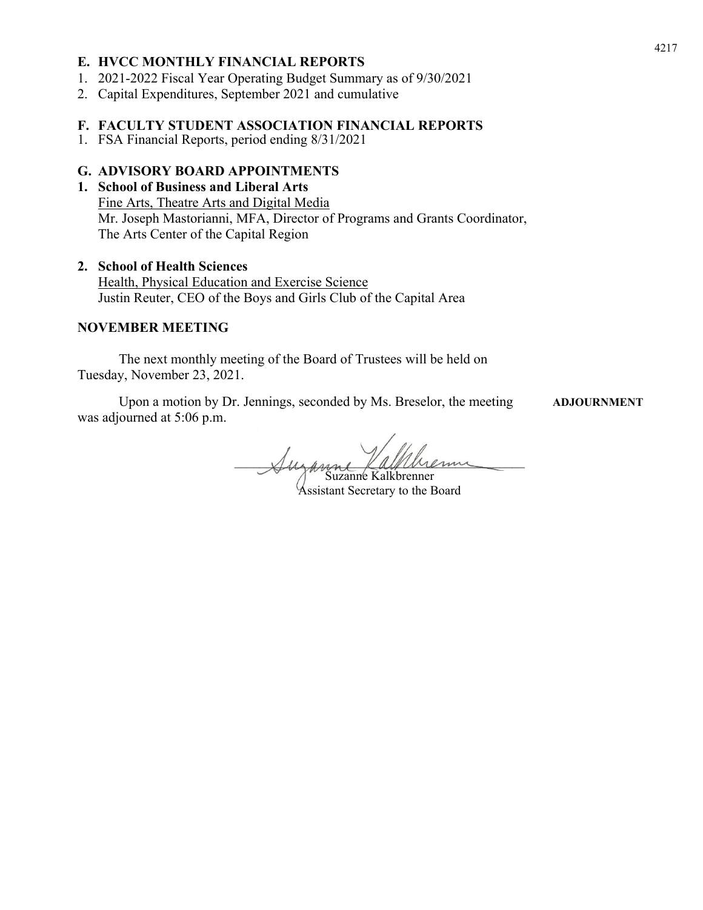## E. HVCC MONTHLY FINANCIAL REPORTS

1. 2021-2022 Fiscal Year Operating Budget Summary as of 9/30/2021
2. Capital Expenditures, September 2021 and cumulative

## F. FACULTY STUDENT ASSOCIATION FINANCIAL REPORTS

1. FSA Financial Reports, period ending 8/31/2021

## G. ADVISORY BOARD APPOINTMENTS

**1. School of Business and Liberal Arts**

Fine Arts, Theatre Arts and Digital Media
Mr. Joseph Mastorianni, MFA, Director of Programs and Grants Coordinator, The Arts Center of the Capital Region

**2. School of Health Sciences**

Health, Physical Education and Exercise Science
Justin Reuter, CEO of the Boys and Girls Club of the Capital Area

## NOVEMBER MEETING

The next monthly meeting of the Board of Trustees will be held on Tuesday, November 23, 2021.

**ADJOURNMENT**

Upon a motion by Dr. Jennings, seconded by Ms. Breselor, the meeting was adjourned at 5:06 p.m.

Suzanne Kalkbrenner
Assistant Secretary to the Board